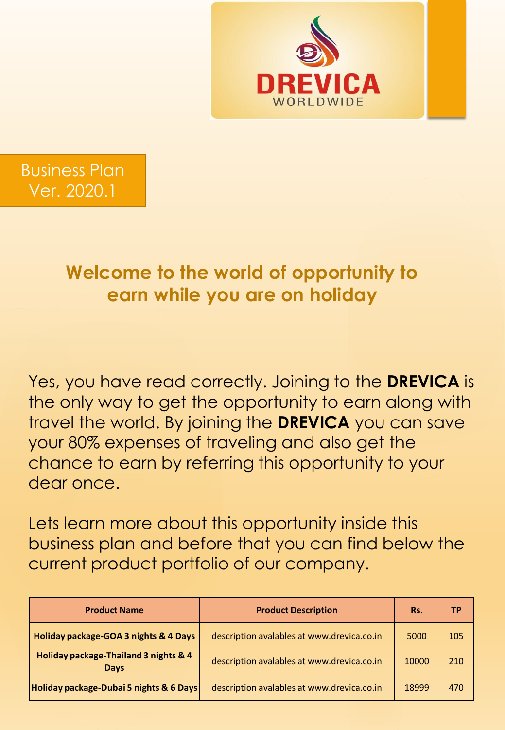DREVICA WORLDWIDE

Business Plan
Ver. 2020.1

## Welcome to the world of opportunity to earn while you are on holiday

Yes, you have read correctly. Joining to the **DREVICA** is the only way to get the opportunity to earn along with travel the world. By joining the **DREVICA** you can save your 80% expenses of traveling and also get the chance to earn by referring this opportunity to your dear once.

Lets learn more about this opportunity inside this business plan and before that you can find below the current product portfolio of our company.

| Product Name | Product Description | Rs. | TP |
|---|---|---|---|
| **Holiday package-GOA 3 nights & 4 Days** | description avalables at www.drevica.co.in | 5000 | 105 |
| **Holiday package-Thailand 3 nights & 4 Days** | description avalables at www.drevica.co.in | 10000 | 210 |
| **Holiday package-Dubai 5 nights & 6 Days** | description avalables at www.drevica.co.in | 18999 | 470 |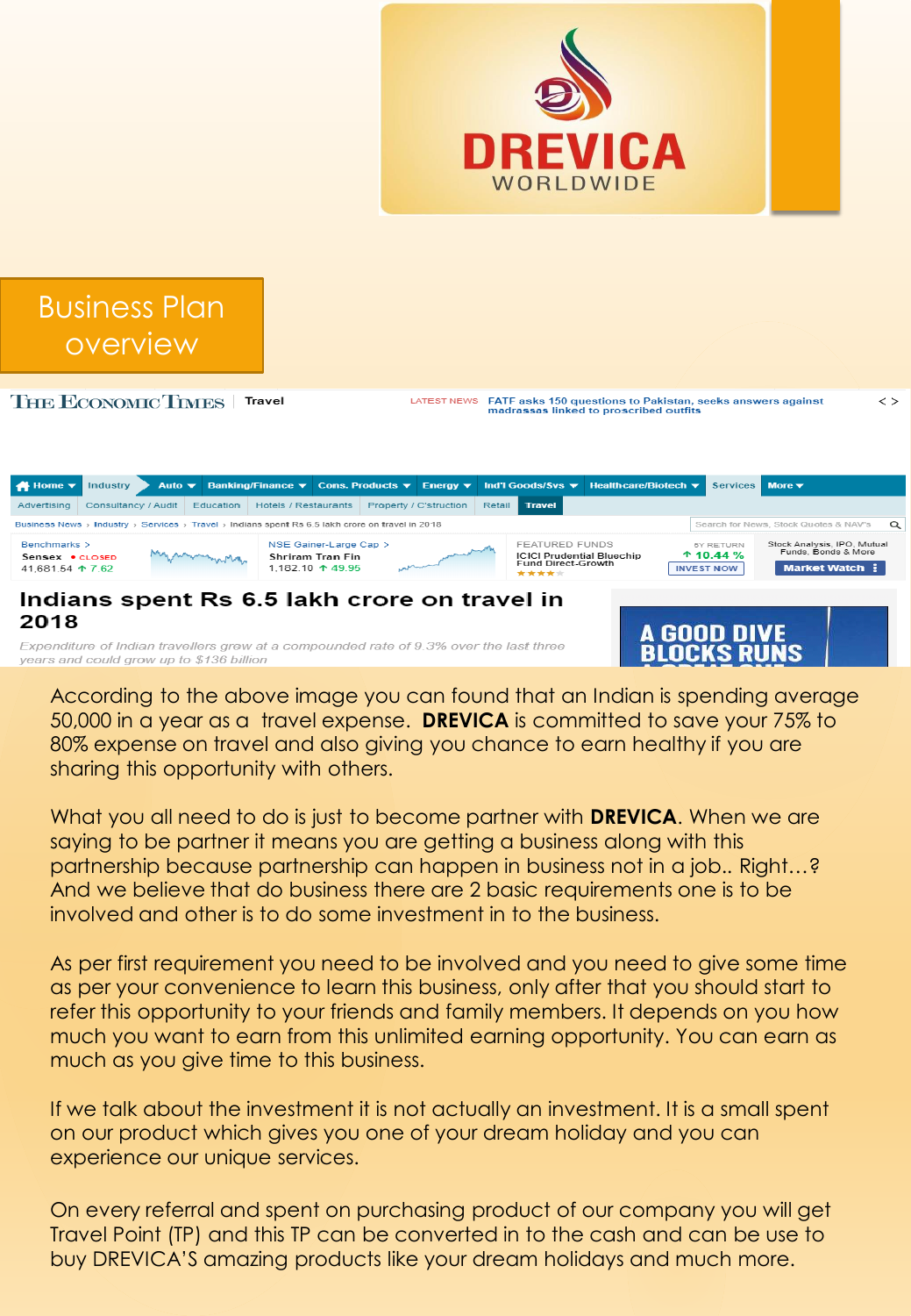DREVICA
WORLDWIDE

# Business Plan overview

THE ECONOMIC TIMES | Travel

LATEST NEWS FATF asks 150 questions to Pakistan, seeks answers against madrassas linked to proscribed outfits

Home | Industry | Auto | Banking/Finance | Cons. Products | Energy | Ind'l Goods/Svs | Healthcare/Biotech | Services | More

Advertising | Consultancy / Audit | Education | Hotels / Restaurants | Property / C'struction | Retail | Travel

Business News › Industry › Services › Travel › Indians spent Rs 6.5 lakh crore on travel in 2018

Benchmarks > Sensex • CLOSED 41,681.54 ↑ 7.62

NSE Gainer-Large Cap > Shriram Tran Fin 1,182.10 ↑ 49.95

FEATURED FUNDS ICICI Prudential Bluechip Fund Direct-Growth ★★★★ 5Y RETURN ↑ 10.44 % INVEST NOW

Stock Analysis, IPO, Mutual Funds, Bonds & More Market Watch

## Indians spent Rs 6.5 lakh crore on travel in 2018

*Expenditure of Indian travellers grew at a compounded rate of 9.3% over the last three years and could grow up to $136 billion*

A GOOD DIVE BLOCKS RUNS

According to the above image you can found that an Indian is spending average 50,000 in a year as a travel expense. **DREVICA** is committed to save your 75% to 80% expense on travel and also giving you chance to earn healthy if you are sharing this opportunity with others.

What you all need to do is just to become partner with **DREVICA**. When we are saying to be partner it means you are getting a business along with this partnership because partnership can happen in business not in a job.. Right…? And we believe that do business there are 2 basic requirements one is to be involved and other is to do some investment in to the business.

As per first requirement you need to be involved and you need to give some time as per your convenience to learn this business, only after that you should start to refer this opportunity to your friends and family members. It depends on you how much you want to earn from this unlimited earning opportunity. You can earn as much as you give time to this business.

If we talk about the investment it is not actually an investment. It is a small spent on our product which gives you one of your dream holiday and you can experience our unique services.

On every referral and spent on purchasing product of our company you will get Travel Point (TP) and this TP can be converted in to the cash and can be use to buy DREVICA'S amazing products like your dream holidays and much more.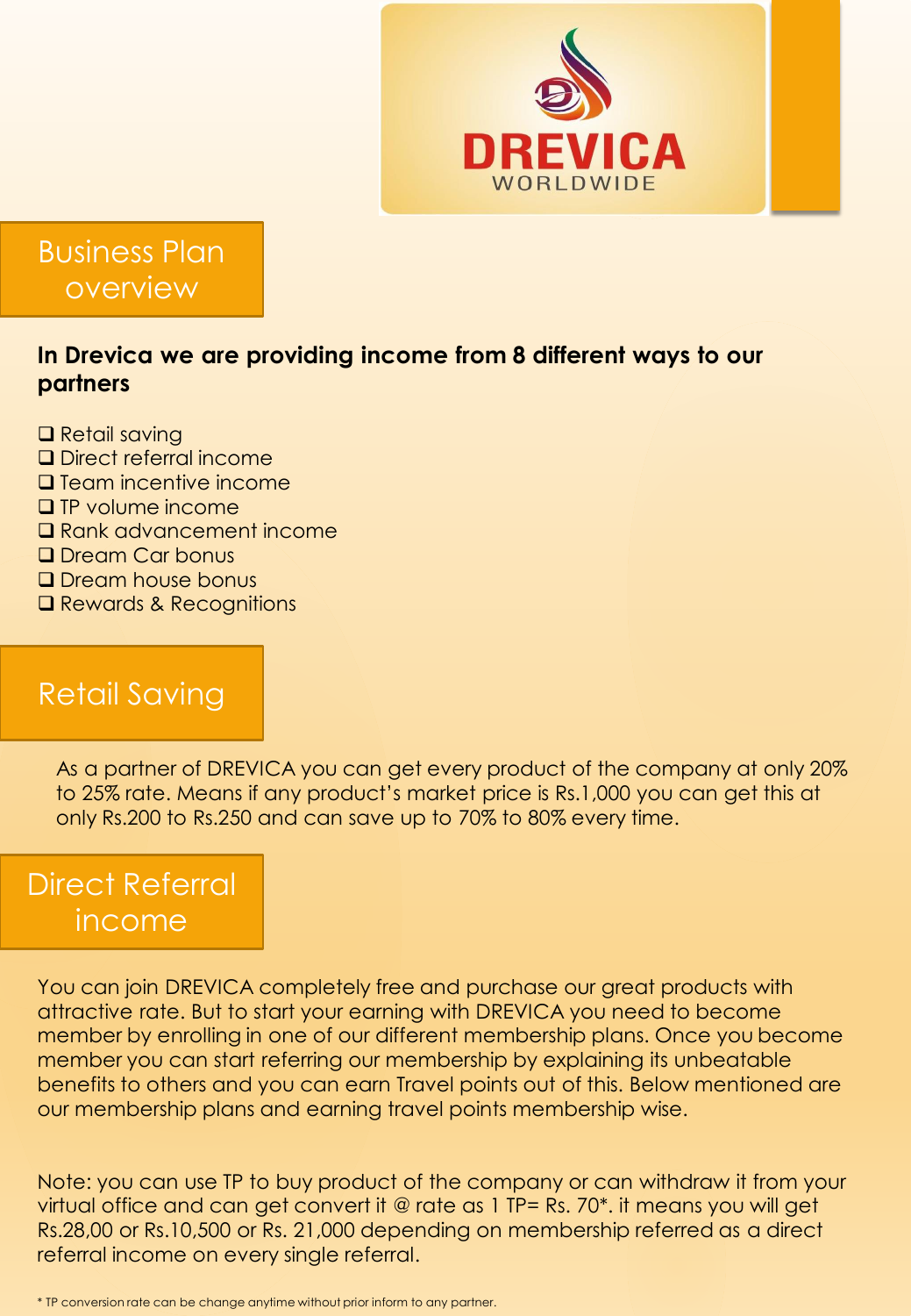DREVICA WORLDWIDE

## Business Plan overview

**In Drevica we are providing income from 8 different ways to our partners**

- ❑ Retail saving
- ❑ Direct referral income
- ❑ Team incentive income
- ❑ TP volume income
- ❑ Rank advancement income
- ❑ Dream Car bonus
- ❑ Dream house bonus
- ❑ Rewards & Recognitions

## Retail Saving

As a partner of DREVICA you can get every product of the company at only 20% to 25% rate. Means if any product's market price is Rs.1,000 you can get this at only Rs.200 to Rs.250 and can save up to 70% to 80% every time.

## Direct Referral income

You can join DREVICA completely free and purchase our great products with attractive rate. But to start your earning with DREVICA you need to become member by enrolling in one of our different membership plans. Once you become member you can start referring our membership by explaining its unbeatable benefits to others and you can earn Travel points out of this. Below mentioned are our membership plans and earning travel points membership wise.

Note: you can use TP to buy product of the company or can withdraw it from your virtual office and can get convert it @ rate as 1 TP= Rs. 70*. it means you will get Rs.28,00 or Rs.10,500 or Rs. 21,000 depending on membership referred as a direct referral income on every single referral.

* TP conversion rate can be change anytime without prior inform to any partner.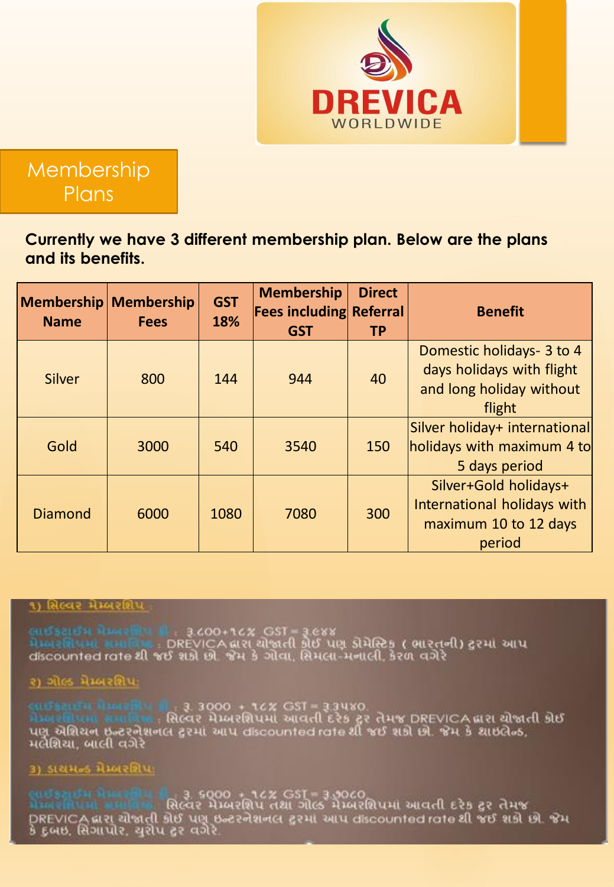DREVICA
WORLDWIDE

# Membership Plans

**Currently we have 3 different membership plan. Below are the plans and its benefits.**

| Membership Name | Membership Fees | GST 18% | Membership Fees including GST | Direct Referral TP | Benefit |
|---|---|---|---|---|---|
| Silver | 800 | 144 | 944 | 40 | Domestic holidays- 3 to 4 days holidays with flight and long holiday without flight |
| Gold | 3000 | 540 | 3540 | 150 | Silver holiday+ international holidays with maximum 4 to 5 days period |
| Diamond | 6000 | 1080 | 7080 | 300 | Silver+Gold holidays+ International holidays with maximum 10 to 12 days period |

**૧) સિલ્વર મેમ્બરશિપ :**

લાઈફટાઈમ મેમ્બરશિપ ફી : રૂ.૮૦૦+૧૮% GST = રૂ.૯૪૪
મેમ્બરશિપમાં સમાવિષ્ટ : DREVICA દ્વારા યોજાતી કોઈ પણ ડોમેસ્ટિક ( ભારતની) ટુરમાં આપ discounted rate થી જઈ શકો છો. જેમ કે ગોવા, સિમલા-મનાલી, કેરળ વગેરે

**૨) ગોલ્ડ મેમ્બરશિપ:**

લાઈફટાઈમ મેમ્બરશિપ ફી : રૂ. 3000 + ૧૮% GST = રૂ.૩૫૪૦
મેમ્બરશિપમાં સમાવિષ્ટ : સિલ્વર મેમ્બરશિપમાં આવતી દરેક ટુર તેમજ DREVICA દ્વારા યોજાતી કોઈ પણ એશિયન ઇન્ટરનેશનલ ટુરમાં આપ discounted rate થી જઈ શકો છો. જેમ કે થાઇલેન્ડ, મલેશિયા, બાલી વગેરે

**૩) ડાયમન્ડ મેમ્બરશિપ:**

લાઈફટાઈમ મેમ્બરશિપ ફી : રૂ. ૬000 + ૧૮% GST = રૂ.૭૦૮૦
મેમ્બરશિપમાં સમાવિષ્ટ : સિલ્વર મેમ્બરશિપ તથા ગોલ્ડ મેમ્બરશિપમાં આવતી દરેક ટુર તેમજ DREVICA દ્વારા યોજાતી કોઈ પણ ઇન્ટરનેશનલ ટુરમાં આપ discounted rate થી જઈ શકો છો. જેમ કે દુબઇ, સિંગાપોર, યુરોપ ટુર વગેરે.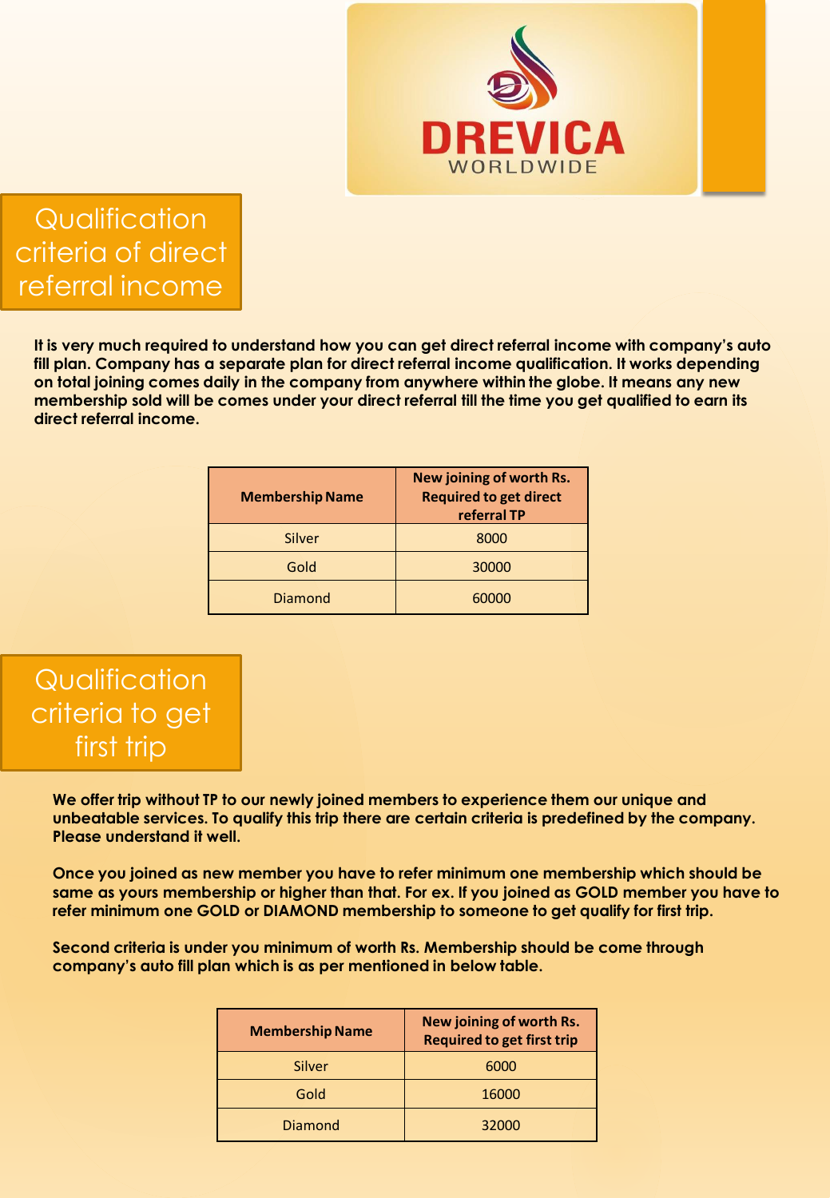DREVICA WORLDWIDE

## Qualification criteria of direct referral income

**It is very much required to understand how you can get direct referral income with company's auto fill plan. Company has a separate plan for direct referral income qualification. It works depending on total joining comes daily in the company from anywhere within the globe. It means any new membership sold will be comes under your direct referral till the time you get qualified to earn its direct referral income.**

| Membership Name | New joining of worth Rs. Required to get direct referral TP |
|---|---|
| Silver | 8000 |
| Gold | 30000 |
| Diamond | 60000 |

## Qualification criteria to get first trip

**We offer trip without TP to our newly joined members to experience them our unique and unbeatable services. To qualify this trip there are certain criteria is predefined by the company. Please understand it well.**

**Once you joined as new member you have to refer minimum one membership which should be same as yours membership or higher than that. For ex. If you joined as GOLD member you have to refer minimum one GOLD or DIAMOND membership to someone to get qualify for first trip.**

**Second criteria is under you minimum of worth Rs. Membership should be come through company's auto fill plan which is as per mentioned in below table.**

| Membership Name | New joining of worth Rs. Required to get first trip |
|---|---|
| Silver | 6000 |
| Gold | 16000 |
| Diamond | 32000 |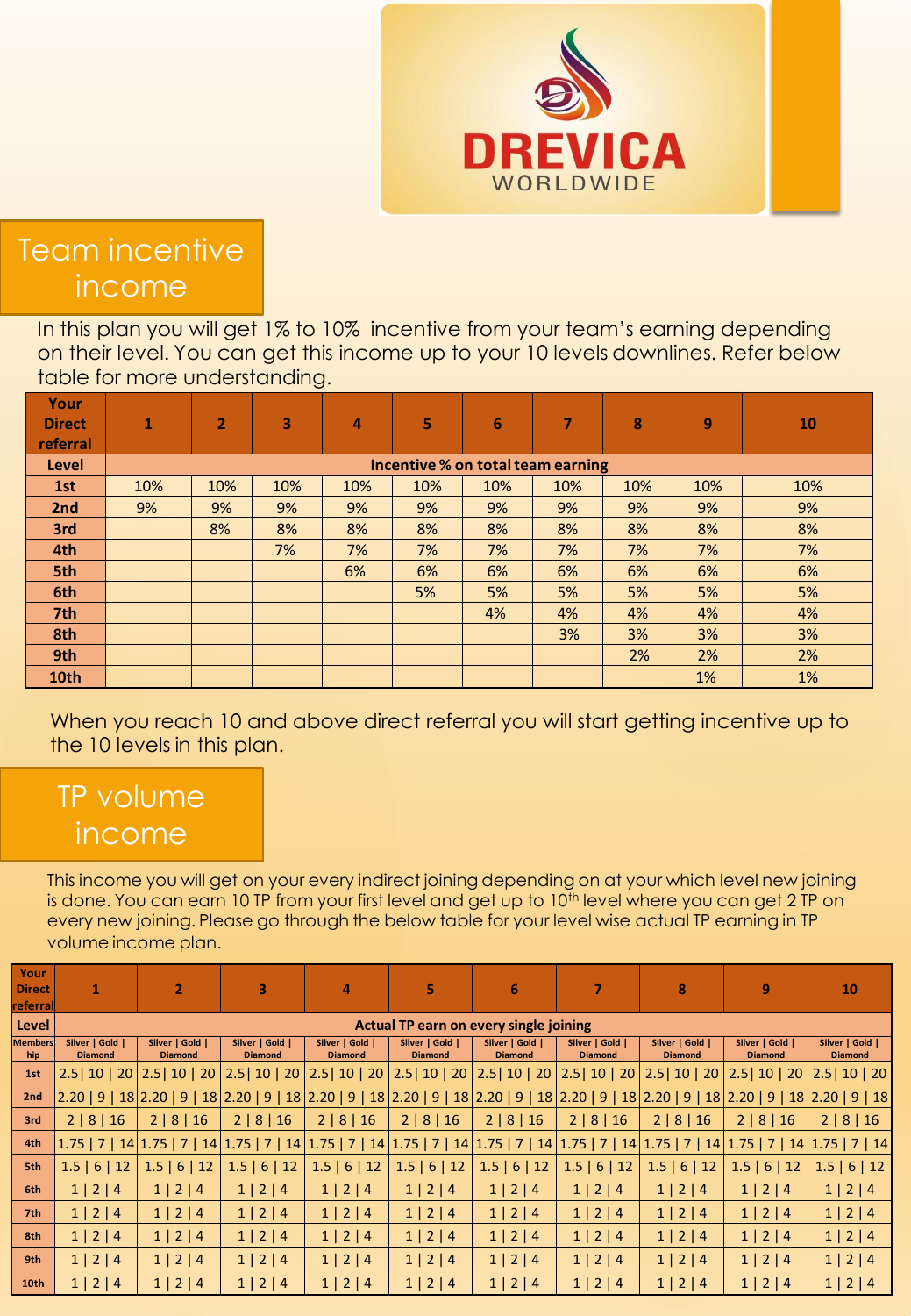DREVICA WORLDWIDE

## Team incentive income

In this plan you will get 1% to 10% incentive from your team's earning depending on their level. You can get this income up to your 10 levels downlines. Refer below table for more understanding.

| Your Direct referral | 1 | 2 | 3 | 4 | 5 | 6 | 7 | 8 | 9 | 10 |
|---|---|---|---|---|---|---|---|---|---|---|
| Level | Incentive % on total team earning | | | | | | | | | |
| 1st | 10% | 10% | 10% | 10% | 10% | 10% | 10% | 10% | 10% | 10% |
| 2nd | 9% | 9% | 9% | 9% | 9% | 9% | 9% | 9% | 9% | 9% |
| 3rd | | 8% | 8% | 8% | 8% | 8% | 8% | 8% | 8% | 8% |
| 4th | | | 7% | 7% | 7% | 7% | 7% | 7% | 7% | 7% |
| 5th | | | | 6% | 6% | 6% | 6% | 6% | 6% | 6% |
| 6th | | | | | 5% | 5% | 5% | 5% | 5% | 5% |
| 7th | | | | | | 4% | 4% | 4% | 4% | 4% |
| 8th | | | | | | | 3% | 3% | 3% | 3% |
| 9th | | | | | | | | 2% | 2% | 2% |
| 10th | | | | | | | | | 1% | 1% |

When you reach 10 and above direct referral you will start getting incentive up to the 10 levels in this plan.

## TP volume income

This income you will get on your every indirect joining depending on at your which level new joining is done. You can earn 10 TP from your first level and get up to 10th level where you can get 2 TP on every new joining. Please go through the below table for your level wise actual TP earning in TP volume income plan.

| Your Direct referral | 1 | 2 | 3 | 4 | 5 | 6 | 7 | 8 | 9 | 10 |
|---|---|---|---|---|---|---|---|---|---|---|
| Level | Actual TP earn on every single joining | | | | | | | | | |
| Membership | Silver \| Gold \| Diamond | Silver \| Gold \| Diamond | Silver \| Gold \| Diamond | Silver \| Gold \| Diamond | Silver \| Gold \| Diamond | Silver \| Gold \| Diamond | Silver \| Gold \| Diamond | Silver \| Gold \| Diamond | Silver \| Gold \| Diamond | Silver \| Gold \| Diamond |
| 1st | 2.5\| 10 \| 20 | 2.5\| 10 \| 20 | 2.5\| 10 \| 20 | 2.5\| 10 \| 20 | 2.5\| 10 \| 20 | 2.5\| 10 \| 20 | 2.5\| 10 \| 20 | 2.5\| 10 \| 20 | 2.5\| 10 \| 20 | 2.5\| 10 \| 20 |
| 2nd | 2.20 \| 9 \| 18 | 2.20 \| 9 \| 18 | 2.20 \| 9 \| 18 | 2.20 \| 9 \| 18 | 2.20 \| 9 \| 18 | 2.20 \| 9 \| 18 | 2.20 \| 9 \| 18 | 2.20 \| 9 \| 18 | 2.20 \| 9 \| 18 | 2.20 \| 9 \| 18 |
| 3rd | 2 \| 8 \| 16 | 2 \| 8 \| 16 | 2 \| 8 \| 16 | 2 \| 8 \| 16 | 2 \| 8 \| 16 | 2 \| 8 \| 16 | 2 \| 8 \| 16 | 2 \| 8 \| 16 | 2 \| 8 \| 16 | 2 \| 8 \| 16 |
| 4th | 1.75 \| 7 \| 14 | 1.75 \| 7 \| 14 | 1.75 \| 7 \| 14 | 1.75 \| 7 \| 14 | 1.75 \| 7 \| 14 | 1.75 \| 7 \| 14 | 1.75 \| 7 \| 14 | 1.75 \| 7 \| 14 | 1.75 \| 7 \| 14 | 1.75 \| 7 \| 14 |
| 5th | 1.5 \| 6 \| 12 | 1.5 \| 6 \| 12 | 1.5 \| 6 \| 12 | 1.5 \| 6 \| 12 | 1.5 \| 6 \| 12 | 1.5 \| 6 \| 12 | 1.5 \| 6 \| 12 | 1.5 \| 6 \| 12 | 1.5 \| 6 \| 12 | 1.5 \| 6 \| 12 |
| 6th | 1 \| 2 \| 4 | 1 \| 2 \| 4 | 1 \| 2 \| 4 | 1 \| 2 \| 4 | 1 \| 2 \| 4 | 1 \| 2 \| 4 | 1 \| 2 \| 4 | 1 \| 2 \| 4 | 1 \| 2 \| 4 | 1 \| 2 \| 4 |
| 7th | 1 \| 2 \| 4 | 1 \| 2 \| 4 | 1 \| 2 \| 4 | 1 \| 2 \| 4 | 1 \| 2 \| 4 | 1 \| 2 \| 4 | 1 \| 2 \| 4 | 1 \| 2 \| 4 | 1 \| 2 \| 4 | 1 \| 2 \| 4 |
| 8th | 1 \| 2 \| 4 | 1 \| 2 \| 4 | 1 \| 2 \| 4 | 1 \| 2 \| 4 | 1 \| 2 \| 4 | 1 \| 2 \| 4 | 1 \| 2 \| 4 | 1 \| 2 \| 4 | 1 \| 2 \| 4 | 1 \| 2 \| 4 |
| 9th | 1 \| 2 \| 4 | 1 \| 2 \| 4 | 1 \| 2 \| 4 | 1 \| 2 \| 4 | 1 \| 2 \| 4 | 1 \| 2 \| 4 | 1 \| 2 \| 4 | 1 \| 2 \| 4 | 1 \| 2 \| 4 | 1 \| 2 \| 4 |
| 10th | 1 \| 2 \| 4 | 1 \| 2 \| 4 | 1 \| 2 \| 4 | 1 \| 2 \| 4 | 1 \| 2 \| 4 | 1 \| 2 \| 4 | 1 \| 2 \| 4 | 1 \| 2 \| 4 | 1 \| 2 \| 4 | 1 \| 2 \| 4 |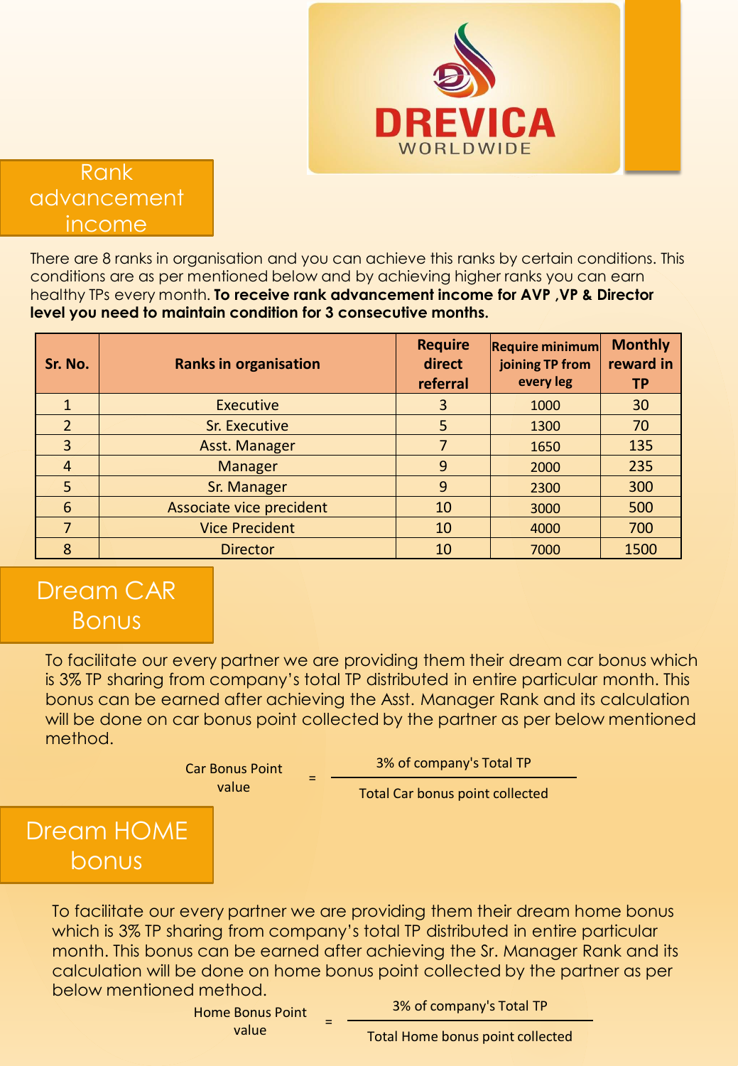DREVICA WORLDWIDE

## Rank advancement income

There are 8 ranks in organisation and you can achieve this ranks by certain conditions. This conditions are as per mentioned below and by achieving higher ranks you can earn healthy TPs every month. **To receive rank advancement income for AVP ,VP & Director level you need to maintain condition for 3 consecutive months.**

| Sr. No. | Ranks in organisation | Require direct referral | Require minimum joining TP from every leg | Monthly reward in TP |
|---|---|---|---|---|
| 1 | Executive | 3 | 1000 | 30 |
| 2 | Sr. Executive | 5 | 1300 | 70 |
| 3 | Asst. Manager | 7 | 1650 | 135 |
| 4 | Manager | 9 | 2000 | 235 |
| 5 | Sr. Manager | 9 | 2300 | 300 |
| 6 | Associate vice precident | 10 | 3000 | 500 |
| 7 | Vice Precident | 10 | 4000 | 700 |
| 8 | Director | 10 | 7000 | 1500 |

## Dream CAR Bonus

To facilitate our every partner we are providing them their dream car bonus which is 3% TP sharing from company's total TP distributed in entire particular month. This bonus can be earned after achieving the Asst. Manager Rank and its calculation will be done on car bonus point collected by the partner as per below mentioned method.

$$\text{Car Bonus Point value} = \frac{\text{3\% of company's Total TP}}{\text{Total Car bonus point collected}}$$

## Dream HOME bonus

To facilitate our every partner we are providing them their dream home bonus which is 3% TP sharing from company's total TP distributed in entire particular month. This bonus can be earned after achieving the Sr. Manager Rank and its calculation will be done on home bonus point collected by the partner as per below mentioned method.

$$\text{Home Bonus Point value} = \frac{\text{3\% of company's Total TP}}{\text{Total Home bonus point collected}}$$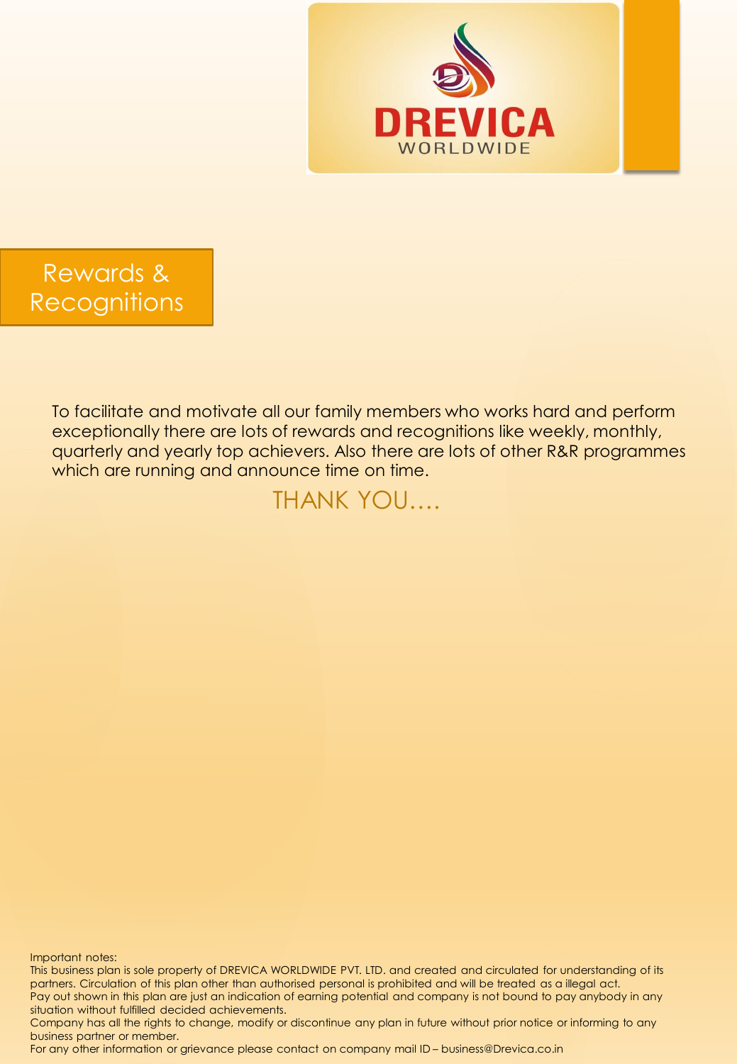DREVICA WORLDWIDE

## Rewards & Recognitions

To facilitate and motivate all our family members who works hard and perform exceptionally there are lots of rewards and recognitions like weekly, monthly, quarterly and yearly top achievers. Also there are lots of other R&R programmes which are running and announce time on time.

THANK YOU….

Important notes:
This business plan is sole property of DREVICA WORLDWIDE PVT. LTD. and created and circulated for understanding of its partners. Circulation of this plan other than authorised personal is prohibited and will be treated as a illegal act.
Pay out shown in this plan are just an indication of earning potential and company is not bound to pay anybody in any situation without fulfilled decided achievements.
Company has all the rights to change, modify or discontinue any plan in future without prior notice or informing to any business partner or member.
For any other information or grievance please contact on company mail ID – business@Drevica.co.in